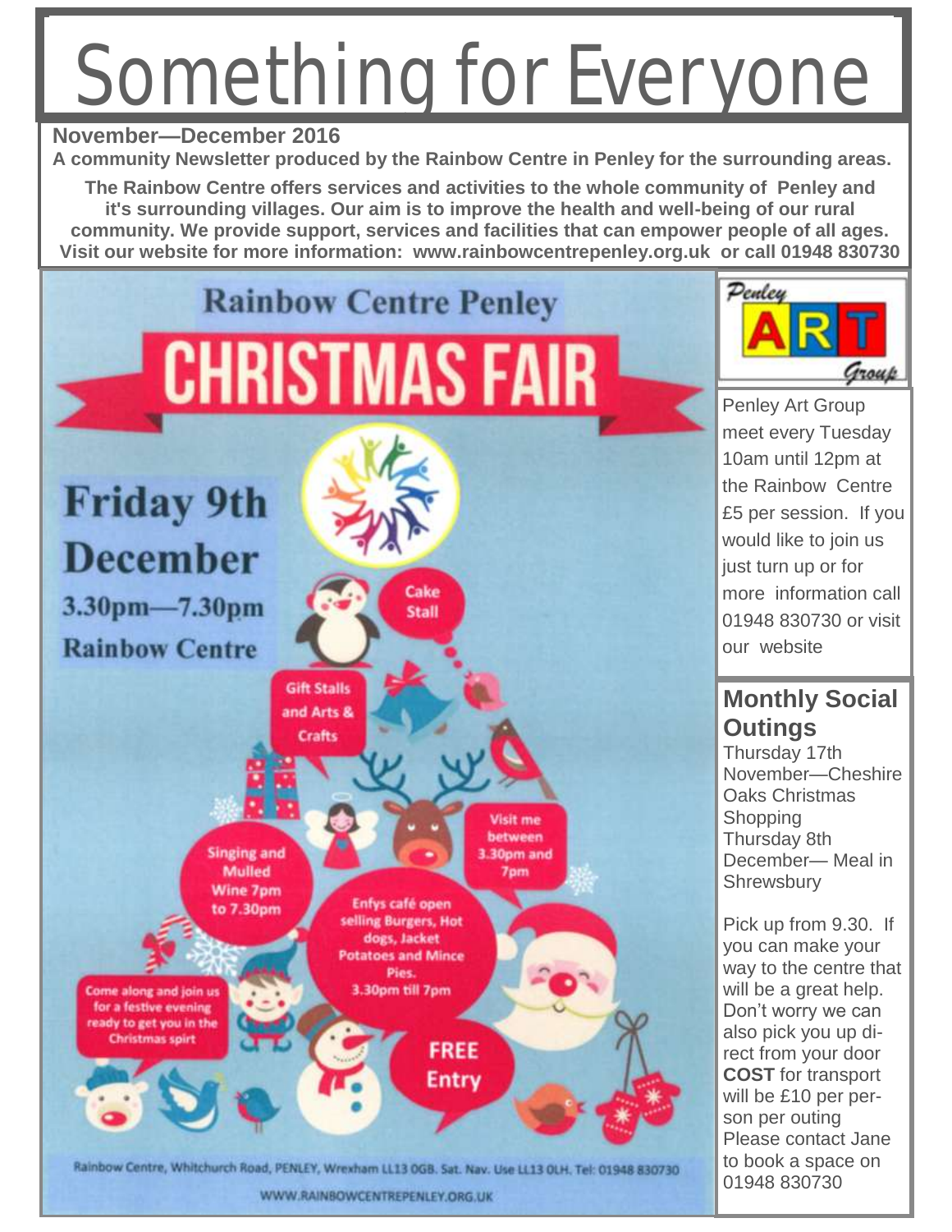# Something for Everyone

**November—December 2016**

**A community Newsletter produced by the Rainbow Centre in Penley for the surrounding areas.**

**The Rainbow Centre offers services and activities to the whole community of Penley and it's surrounding villages. Our aim is to improve the health and well-being of our rural community. We provide support, services and facilities that can empower people of all ages. Visit our website for more information: www.rainbowcentrepenley.org.uk or call 01948 830730**

## Rainbow Centre Penley

## CHRISTMAS FAIR

**Friday 9th December**

**3.30pm—7.30pm**

**Rainbow Centre**

Cake Stall

Gift Stalls and Arts & Crafts

Visit me between 3.30pm and 7pm

Singing and Mulled Wine 7pm to 7.30pm

Enfys café open selling Burgers, Hot dogs, Jacket Potatoes and Mince Pies. 3.30pm till 7pm

Come along and join us for a festive evening ready to get you in the Christmas spirt

FREE Entry

Rainbow Centre, Whitchurch Road, PENLEY, Wrexham LL13 0GB. Sat. Nav. Use LL13 0LH. Tel: 01948 830730

WWW.RAINBOWCENTREPENLEY.ORG.UK

Penley ART Group

Penley Art Group meet every Tuesday 10am until 12pm at the Rainbow Centre £5 per session. If you would like to join us just turn up or for more information call 01948 830730 or visit our website

## Monthly Social Outings

Thursday 17th November—Cheshire Oaks Christmas Shopping

Thursday 8th December— Meal in Shrewsbury

Pick up from 9.30. If you can make your way to the centre that will be a great help. Don't worry we can also pick you up direct from your door **COST** for transport will be £10 per person per outing Please contact Jane to book a space on 01948 830730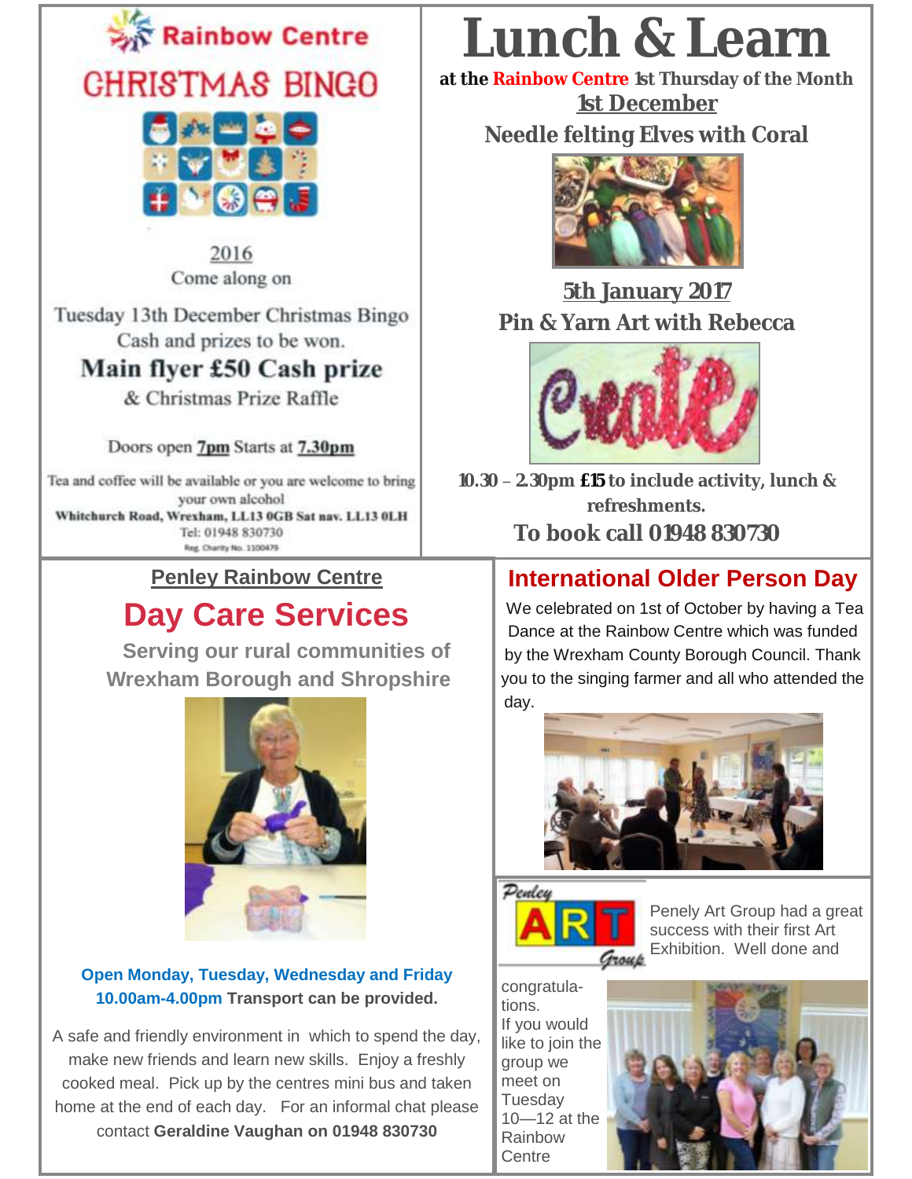## Rainbow Centre

## CHRISTMAS BINGO

2016

Come along on

Tuesday 13th December Christmas Bingo

Cash and prizes to be won.

**Main flyer £50 Cash prize**

& Christmas Prize Raffle

Doors open 7pm Starts at 7.30pm

Tea and coffee will be available or you are welcome to bring your own alcohol

**Whitchurch Road, Wrexham, LL13 0GB Sat nav. LL13 0LH**

Tel: 01948 830730

Reg. Charity No. 1100479

# Lunch & Learn

**at the Rainbow Centre 1st Thursday of the Month**

**1st December**

**Needle felting Elves with Coral**

**5th January 2017**

**Pin & Yarn Art with Rebecca**

**10.30 – 2.30pm £15 to include activity, lunch & refreshments.**

**To book call 01948 830730**

## Penley Rainbow Centre

## Day Care Services

**Serving our rural communities of Wrexham Borough and Shropshire**

**Open Monday, Tuesday, Wednesday and Friday 10.00am-4.00pm Transport can be provided.**

A safe and friendly environment in which to spend the day, make new friends and learn new skills. Enjoy a freshly cooked meal. Pick up by the centres mini bus and taken home at the end of each day. For an informal chat please contact **Geraldine Vaughan on 01948 830730**

## International Older Person Day

We celebrated on 1st of October by having a Tea Dance at the Rainbow Centre which was funded by the Wrexham County Borough Council. Thank you to the singing farmer and all who attended the day.

Penley ART Group

Penely Art Group had a great success with their first Art Exhibition. Well done and congratulations.

If you would like to join the group we meet on Tuesday 10—12 at the Rainbow Centre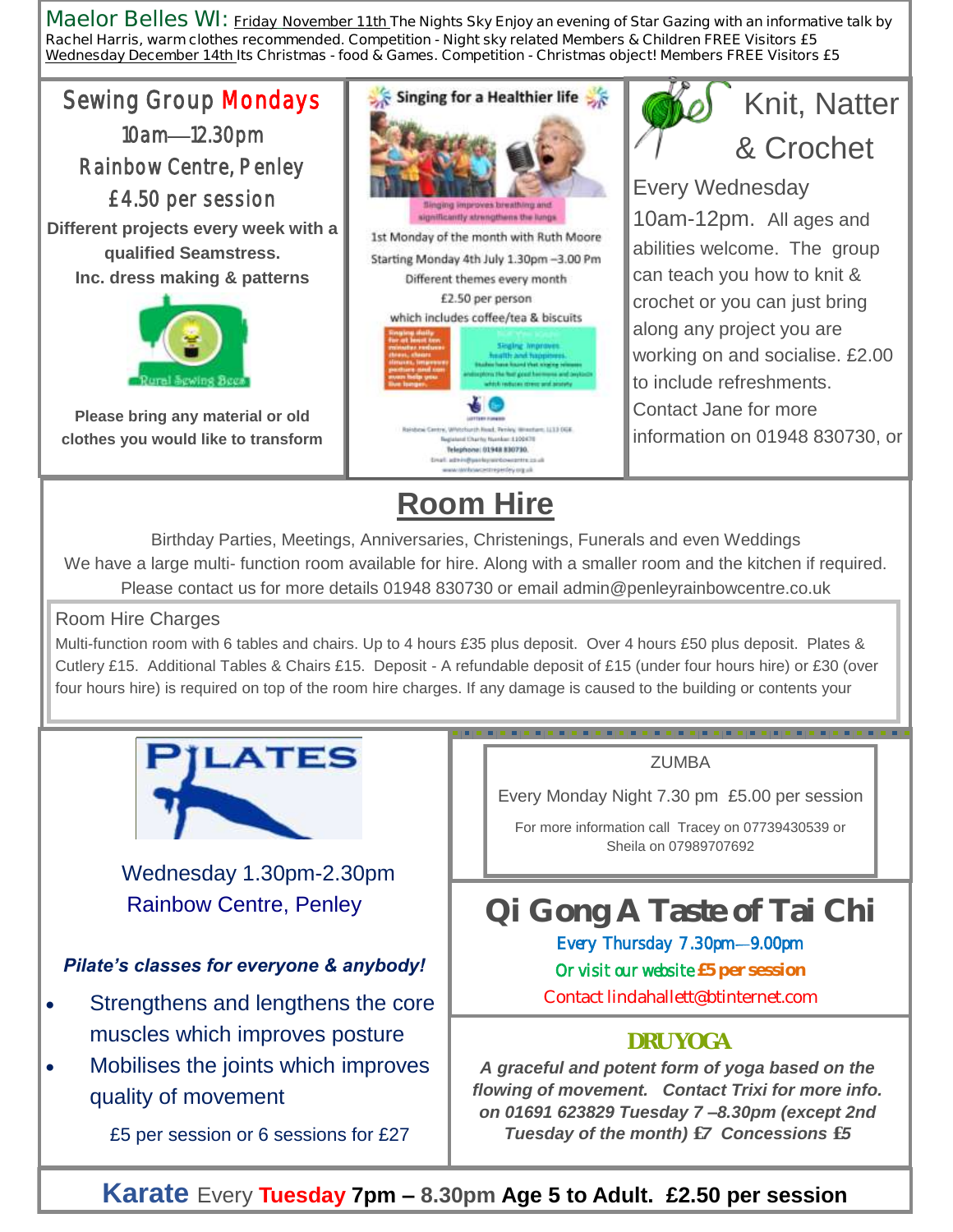Maelor Belles WI: Friday November 11th The Nights Sky Enjoy an evening of Star Gazing with an informative talk by Rachel Harris, warm clothes recommended. Competition - Night sky related Members & Children FREE Visitors £5
Wednesday December 14th Its Christmas - food & Games. Competition - Christmas object! Members FREE Visitors £5

## Sewing Group Mondays

10am—12.30pm

Rainbow Centre, Penley

£4.50 per session

**Different projects every week with a qualified Seamstress.**
**Inc. dress making & patterns**

Rural Sewing Bees

**Please bring any material or old clothes you would like to transform**

## Singing for a Healthier life

Singing improves breathing and significantly strengthens the lungs

1st Monday of the month with Ruth Moore
Starting Monday 4th July 1.30pm –3.00 Pm
Different themes every month
£2.50 per person
which includes coffee/tea & biscuits

Rainbow Centre, Whitchurch Road, Penley, Wrexham, LL13 0GE.
Registered Charity Number 1100476
Telephone: 01948 830730.

## Knit, Natter & Crochet

Every Wednesday
10am-12pm. All ages and abilities welcome. The group can teach you how to knit & crochet or you can just bring along any project you are working on and socialise. £2.00 to include refreshments. Contact Jane for more information on 01948 830730, or

## Room Hire

Birthday Parties, Meetings, Anniversaries, Christenings, Funerals and even Weddings
We have a large multi- function room available for hire. Along with a smaller room and the kitchen if required.
Please contact us for more details 01948 830730 or email admin@penleyrainbowcentre.co.uk

Room Hire Charges

Multi-function room with 6 tables and chairs. Up to 4 hours £35 plus deposit. Over 4 hours £50 plus deposit. Plates & Cutlery £15. Additional Tables & Chairs £15. Deposit - A refundable deposit of £15 (under four hours hire) or £30 (over four hours hire) is required on top of the room hire charges. If any damage is caused to the building or contents your

## PILATES

Wednesday 1.30pm-2.30pm
Rainbow Centre, Penley

***Pilate's classes for everyone & anybody!***

- Strengthens and lengthens the core muscles which improves posture
- Mobilises the joints which improves quality of movement

£5 per session or 6 sessions for £27

## ZUMBA

Every Monday Night 7.30 pm £5.00 per session

For more information call Tracey on 07739430539 or Sheila on 07989707692

## Qi Gong A Taste of Tai Chi

Every Thursday 7.30pm—9.00pm
Or visit our website **£5 per session**
Contact lindahallett@btinternet.com

## DRU YOGA

***A graceful and potent form of yoga based on the flowing of movement. Contact Trixi for more info. on 01691 623829 Tuesday 7 –8.30pm (except 2nd Tuesday of the month) £7 Concessions £5***

**Karate** Every **Tuesday 7pm – 8.30pm Age 5 to Adult. £2.50 per session**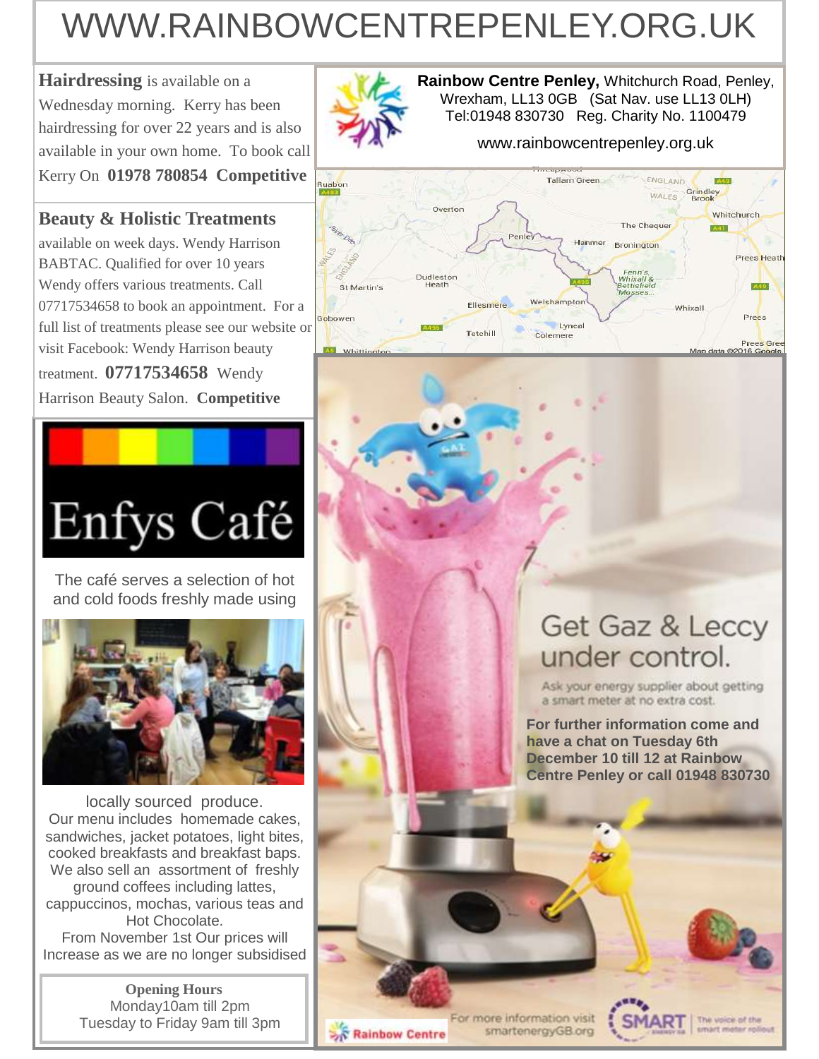# WWW.RAINBOWCENTREPENLEY.ORG.UK

**Hairdressing** is available on a Wednesday morning. Kerry has been hairdressing for over 22 years and is also available in your own home. To book call Kerry On **01978 780854** **Competitive**

## Beauty & Holistic Treatments

available on week days. Wendy Harrison BABTAC. Qualified for over 10 years Wendy offers various treatments. Call 07717534658 to book an appointment. For a full list of treatments please see our website or visit Facebook: Wendy Harrison beauty treatment. **07717534658** Wendy Harrison Beauty Salon. **Competitive**

## Enfys Café

The café serves a selection of hot and cold foods freshly made using locally sourced produce.

Our menu includes homemade cakes, sandwiches, jacket potatoes, light bites, cooked breakfasts and breakfast baps. We also sell an assortment of freshly ground coffees including lattes, cappuccinos, mochas, various teas and Hot Chocolate.

From November 1st Our prices will Increase as we are no longer subsidised

**Opening Hours**
Monday10am till 2pm
Tuesday to Friday 9am till 3pm

**Rainbow Centre Penley,** Whitchurch Road, Penley, Wrexham, LL13 0GB (Sat Nav. use LL13 0LH)
Tel:01948 830730 Reg. Charity No. 1100479

www.rainbowcentrepenley.org.uk

## Get Gaz & Leccy under control.

Ask your energy supplier about getting a smart meter at no extra cost.

**For further information come and have a chat on Tuesday 6th December 10 till 12 at Rainbow Centre Penley or call 01948 830730**

For more information visit smartenergyGB.org

SMART Energy GB — The voice of the smart meter rollout

Rainbow Centre